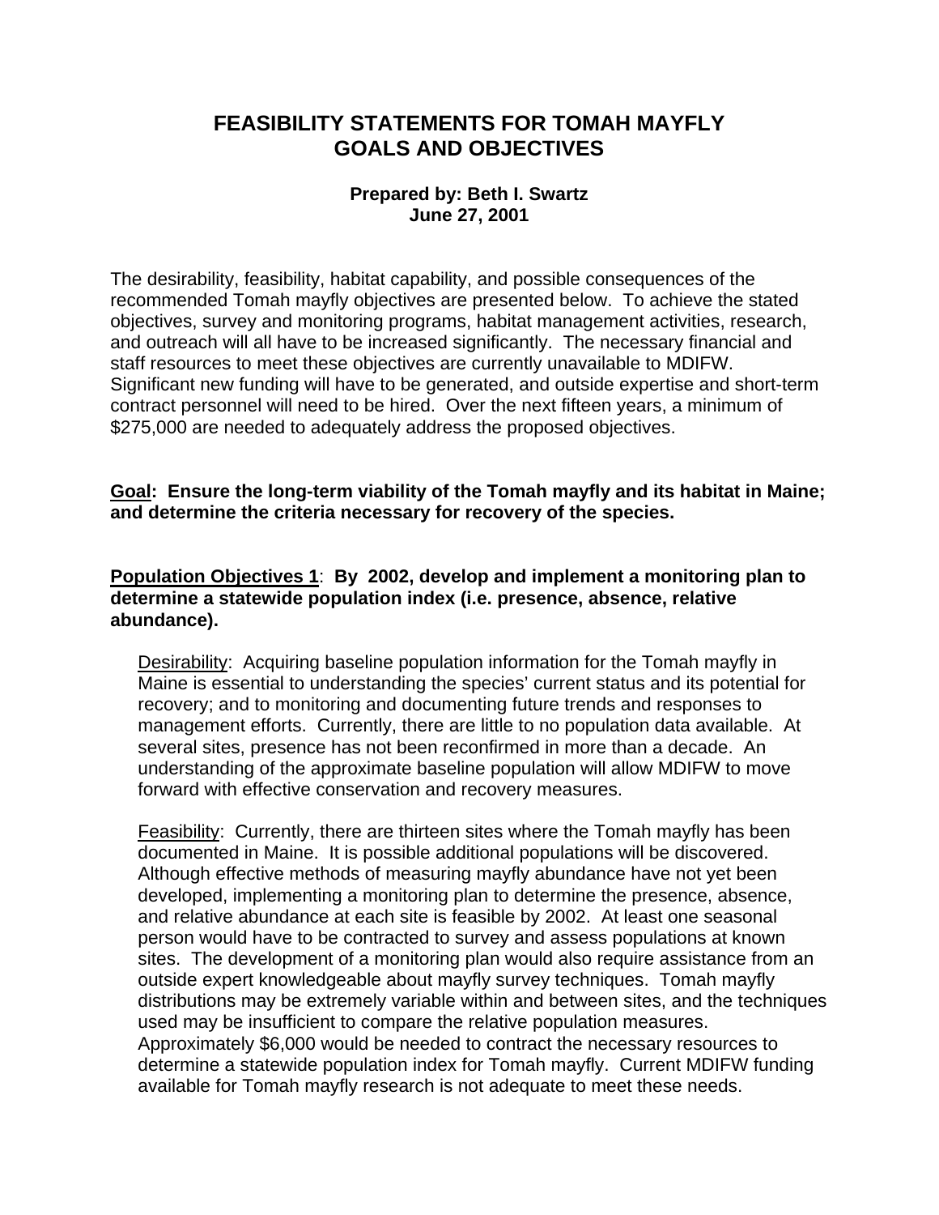# FEASIBILITY STATEMENTS FOR TOMAH MAYFLY GOALS AND OBJECTIVES

**Prepared by: Beth I. Swartz**
**June 27, 2001**

The desirability, feasibility, habitat capability, and possible consequences of the recommended Tomah mayfly objectives are presented below. To achieve the stated objectives, survey and monitoring programs, habitat management activities, research, and outreach will all have to be increased significantly. The necessary financial and staff resources to meet these objectives are currently unavailable to MDIFW. Significant new funding will have to be generated, and outside expertise and short-term contract personnel will need to be hired. Over the next fifteen years, a minimum of $275,000 are needed to adequately address the proposed objectives.

**<u>Goal</u>: Ensure the long-term viability of the Tomah mayfly and its habitat in Maine; and determine the criteria necessary for recovery of the species.**

**<u>Population Objectives 1</u>: By 2002, develop and implement a monitoring plan to determine a statewide population index (i.e. presence, absence, relative abundance).**

<u>Desirability</u>: Acquiring baseline population information for the Tomah mayfly in Maine is essential to understanding the species' current status and its potential for recovery; and to monitoring and documenting future trends and responses to management efforts. Currently, there are little to no population data available. At several sites, presence has not been reconfirmed in more than a decade. An understanding of the approximate baseline population will allow MDIFW to move forward with effective conservation and recovery measures.

<u>Feasibility</u>: Currently, there are thirteen sites where the Tomah mayfly has been documented in Maine. It is possible additional populations will be discovered. Although effective methods of measuring mayfly abundance have not yet been developed, implementing a monitoring plan to determine the presence, absence, and relative abundance at each site is feasible by 2002. At least one seasonal person would have to be contracted to survey and assess populations at known sites. The development of a monitoring plan would also require assistance from an outside expert knowledgeable about mayfly survey techniques. Tomah mayfly distributions may be extremely variable within and between sites, and the techniques used may be insufficient to compare the relative population measures. Approximately $6,000 would be needed to contract the necessary resources to determine a statewide population index for Tomah mayfly. Current MDIFW funding available for Tomah mayfly research is not adequate to meet these needs.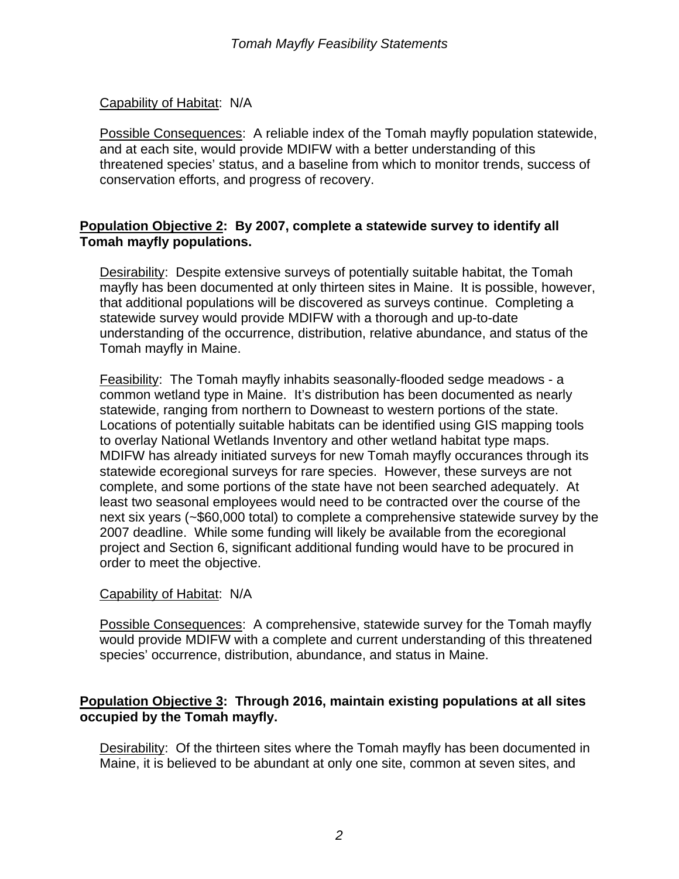Capability of Habitat: N/A

Possible Consequences: A reliable index of the Tomah mayfly population statewide, and at each site, would provide MDIFW with a better understanding of this threatened species' status, and a baseline from which to monitor trends, success of conservation efforts, and progress of recovery.

**Population Objective 2: By 2007, complete a statewide survey to identify all Tomah mayfly populations.**

Desirability: Despite extensive surveys of potentially suitable habitat, the Tomah mayfly has been documented at only thirteen sites in Maine. It is possible, however, that additional populations will be discovered as surveys continue. Completing a statewide survey would provide MDIFW with a thorough and up-to-date understanding of the occurrence, distribution, relative abundance, and status of the Tomah mayfly in Maine.

Feasibility: The Tomah mayfly inhabits seasonally-flooded sedge meadows - a common wetland type in Maine. It's distribution has been documented as nearly statewide, ranging from northern to Downeast to western portions of the state. Locations of potentially suitable habitats can be identified using GIS mapping tools to overlay National Wetlands Inventory and other wetland habitat type maps. MDIFW has already initiated surveys for new Tomah mayfly occurances through its statewide ecoregional surveys for rare species. However, these surveys are not complete, and some portions of the state have not been searched adequately. At least two seasonal employees would need to be contracted over the course of the next six years (~$60,000 total) to complete a comprehensive statewide survey by the 2007 deadline. While some funding will likely be available from the ecoregional project and Section 6, significant additional funding would have to be procured in order to meet the objective.

Capability of Habitat: N/A

Possible Consequences: A comprehensive, statewide survey for the Tomah mayfly would provide MDIFW with a complete and current understanding of this threatened species' occurrence, distribution, abundance, and status in Maine.

**Population Objective 3: Through 2016, maintain existing populations at all sites occupied by the Tomah mayfly.**

Desirability: Of the thirteen sites where the Tomah mayfly has been documented in Maine, it is believed to be abundant at only one site, common at seven sites, and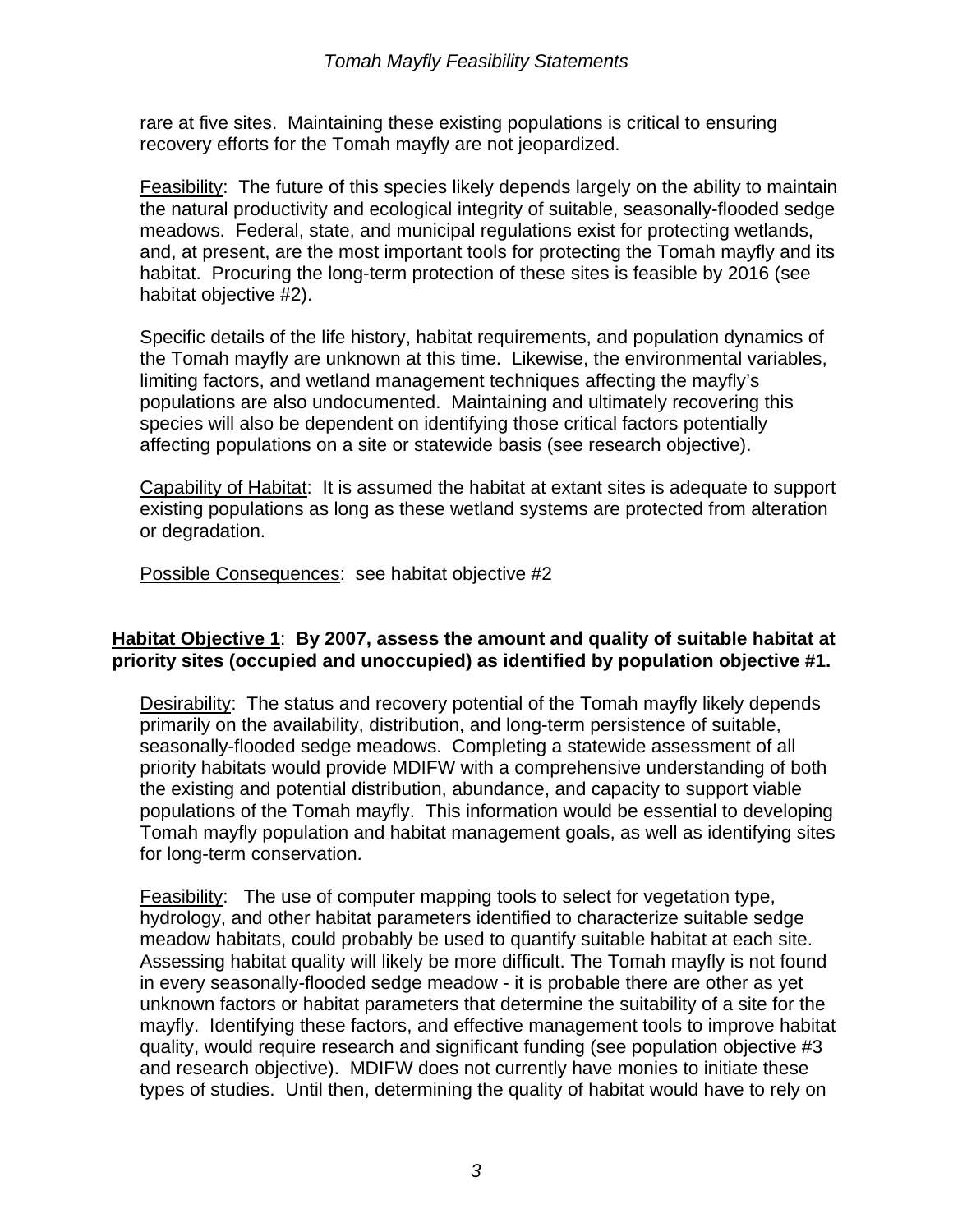rare at five sites. Maintaining these existing populations is critical to ensuring recovery efforts for the Tomah mayfly are not jeopardized.

Feasibility: The future of this species likely depends largely on the ability to maintain the natural productivity and ecological integrity of suitable, seasonally-flooded sedge meadows. Federal, state, and municipal regulations exist for protecting wetlands, and, at present, are the most important tools for protecting the Tomah mayfly and its habitat. Procuring the long-term protection of these sites is feasible by 2016 (see habitat objective #2).

Specific details of the life history, habitat requirements, and population dynamics of the Tomah mayfly are unknown at this time. Likewise, the environmental variables, limiting factors, and wetland management techniques affecting the mayfly's populations are also undocumented. Maintaining and ultimately recovering this species will also be dependent on identifying those critical factors potentially affecting populations on a site or statewide basis (see research objective).

Capability of Habitat: It is assumed the habitat at extant sites is adequate to support existing populations as long as these wetland systems are protected from alteration or degradation.

Possible Consequences: see habitat objective #2

**Habitat Objective 1: By 2007, assess the amount and quality of suitable habitat at priority sites (occupied and unoccupied) as identified by population objective #1.**

Desirability: The status and recovery potential of the Tomah mayfly likely depends primarily on the availability, distribution, and long-term persistence of suitable, seasonally-flooded sedge meadows. Completing a statewide assessment of all priority habitats would provide MDIFW with a comprehensive understanding of both the existing and potential distribution, abundance, and capacity to support viable populations of the Tomah mayfly. This information would be essential to developing Tomah mayfly population and habitat management goals, as well as identifying sites for long-term conservation.

Feasibility: The use of computer mapping tools to select for vegetation type, hydrology, and other habitat parameters identified to characterize suitable sedge meadow habitats, could probably be used to quantify suitable habitat at each site. Assessing habitat quality will likely be more difficult. The Tomah mayfly is not found in every seasonally-flooded sedge meadow - it is probable there are other as yet unknown factors or habitat parameters that determine the suitability of a site for the mayfly. Identifying these factors, and effective management tools to improve habitat quality, would require research and significant funding (see population objective #3 and research objective). MDIFW does not currently have monies to initiate these types of studies. Until then, determining the quality of habitat would have to rely on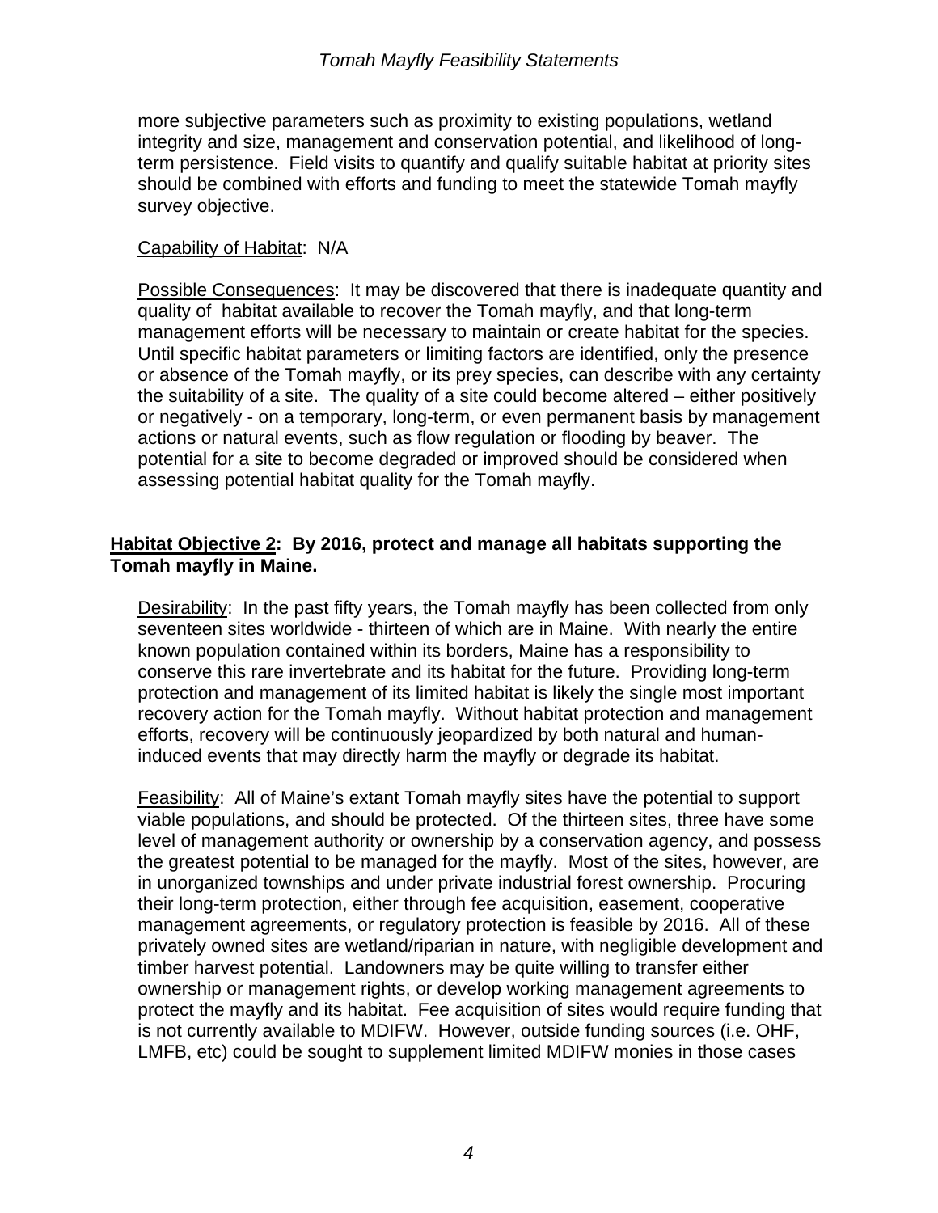more subjective parameters such as proximity to existing populations, wetland integrity and size, management and conservation potential, and likelihood of long-term persistence. Field visits to quantify and qualify suitable habitat at priority sites should be combined with efforts and funding to meet the statewide Tomah mayfly survey objective.

Capability of Habitat: N/A

Possible Consequences: It may be discovered that there is inadequate quantity and quality of habitat available to recover the Tomah mayfly, and that long-term management efforts will be necessary to maintain or create habitat for the species. Until specific habitat parameters or limiting factors are identified, only the presence or absence of the Tomah mayfly, or its prey species, can describe with any certainty the suitability of a site. The quality of a site could become altered – either positively or negatively - on a temporary, long-term, or even permanent basis by management actions or natural events, such as flow regulation or flooding by beaver. The potential for a site to become degraded or improved should be considered when assessing potential habitat quality for the Tomah mayfly.

**Habitat Objective 2: By 2016, protect and manage all habitats supporting the Tomah mayfly in Maine.**

Desirability: In the past fifty years, the Tomah mayfly has been collected from only seventeen sites worldwide - thirteen of which are in Maine. With nearly the entire known population contained within its borders, Maine has a responsibility to conserve this rare invertebrate and its habitat for the future. Providing long-term protection and management of its limited habitat is likely the single most important recovery action for the Tomah mayfly. Without habitat protection and management efforts, recovery will be continuously jeopardized by both natural and human-induced events that may directly harm the mayfly or degrade its habitat.

Feasibility: All of Maine's extant Tomah mayfly sites have the potential to support viable populations, and should be protected. Of the thirteen sites, three have some level of management authority or ownership by a conservation agency, and possess the greatest potential to be managed for the mayfly. Most of the sites, however, are in unorganized townships and under private industrial forest ownership. Procuring their long-term protection, either through fee acquisition, easement, cooperative management agreements, or regulatory protection is feasible by 2016. All of these privately owned sites are wetland/riparian in nature, with negligible development and timber harvest potential. Landowners may be quite willing to transfer either ownership or management rights, or develop working management agreements to protect the mayfly and its habitat. Fee acquisition of sites would require funding that is not currently available to MDIFW. However, outside funding sources (i.e. OHF, LMFB, etc) could be sought to supplement limited MDIFW monies in those cases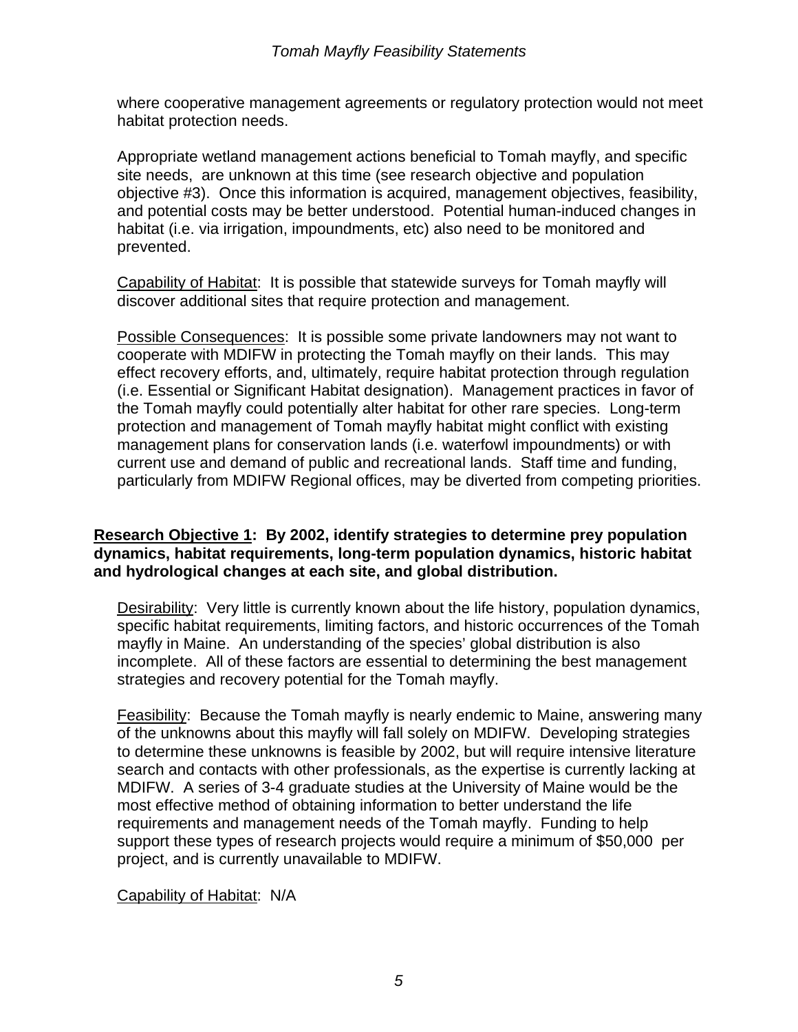where cooperative management agreements or regulatory protection would not meet habitat protection needs.

Appropriate wetland management actions beneficial to Tomah mayfly, and specific site needs, are unknown at this time (see research objective and population objective #3). Once this information is acquired, management objectives, feasibility, and potential costs may be better understood. Potential human-induced changes in habitat (i.e. via irrigation, impoundments, etc) also need to be monitored and prevented.

Capability of Habitat: It is possible that statewide surveys for Tomah mayfly will discover additional sites that require protection and management.

Possible Consequences: It is possible some private landowners may not want to cooperate with MDIFW in protecting the Tomah mayfly on their lands. This may effect recovery efforts, and, ultimately, require habitat protection through regulation (i.e. Essential or Significant Habitat designation). Management practices in favor of the Tomah mayfly could potentially alter habitat for other rare species. Long-term protection and management of Tomah mayfly habitat might conflict with existing management plans for conservation lands (i.e. waterfowl impoundments) or with current use and demand of public and recreational lands. Staff time and funding, particularly from MDIFW Regional offices, may be diverted from competing priorities.

**Research Objective 1: By 2002, identify strategies to determine prey population dynamics, habitat requirements, long-term population dynamics, historic habitat and hydrological changes at each site, and global distribution.**

Desirability: Very little is currently known about the life history, population dynamics, specific habitat requirements, limiting factors, and historic occurrences of the Tomah mayfly in Maine. An understanding of the species' global distribution is also incomplete. All of these factors are essential to determining the best management strategies and recovery potential for the Tomah mayfly.

Feasibility: Because the Tomah mayfly is nearly endemic to Maine, answering many of the unknowns about this mayfly will fall solely on MDIFW. Developing strategies to determine these unknowns is feasible by 2002, but will require intensive literature search and contacts with other professionals, as the expertise is currently lacking at MDIFW. A series of 3-4 graduate studies at the University of Maine would be the most effective method of obtaining information to better understand the life requirements and management needs of the Tomah mayfly. Funding to help support these types of research projects would require a minimum of $50,000 per project, and is currently unavailable to MDIFW.

Capability of Habitat: N/A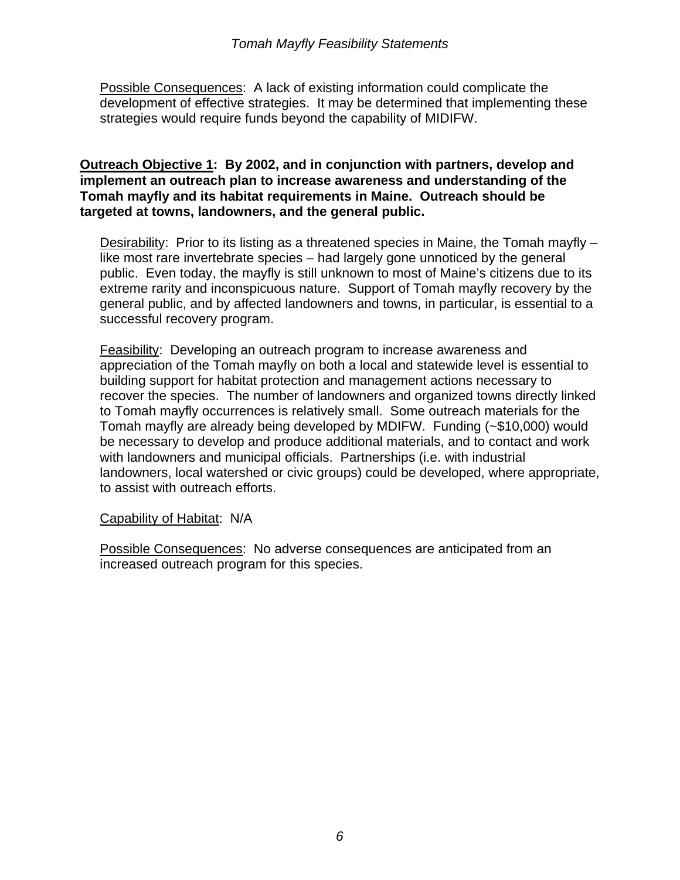Possible Consequences: A lack of existing information could complicate the development of effective strategies. It may be determined that implementing these strategies would require funds beyond the capability of MIDIFW.

**<u>Outreach Objective 1</u>: By 2002, and in conjunction with partners, develop and implement an outreach plan to increase awareness and understanding of the Tomah mayfly and its habitat requirements in Maine. Outreach should be targeted at towns, landowners, and the general public.**

<u>Desirability</u>: Prior to its listing as a threatened species in Maine, the Tomah mayfly – like most rare invertebrate species – had largely gone unnoticed by the general public. Even today, the mayfly is still unknown to most of Maine's citizens due to its extreme rarity and inconspicuous nature. Support of Tomah mayfly recovery by the general public, and by affected landowners and towns, in particular, is essential to a successful recovery program.

<u>Feasibility</u>: Developing an outreach program to increase awareness and appreciation of the Tomah mayfly on both a local and statewide level is essential to building support for habitat protection and management actions necessary to recover the species. The number of landowners and organized towns directly linked to Tomah mayfly occurrences is relatively small. Some outreach materials for the Tomah mayfly are already being developed by MDIFW. Funding (~$10,000) would be necessary to develop and produce additional materials, and to contact and work with landowners and municipal officials. Partnerships (i.e. with industrial landowners, local watershed or civic groups) could be developed, where appropriate, to assist with outreach efforts.

<u>Capability of Habitat</u>: N/A

<u>Possible Consequences</u>: No adverse consequences are anticipated from an increased outreach program for this species.